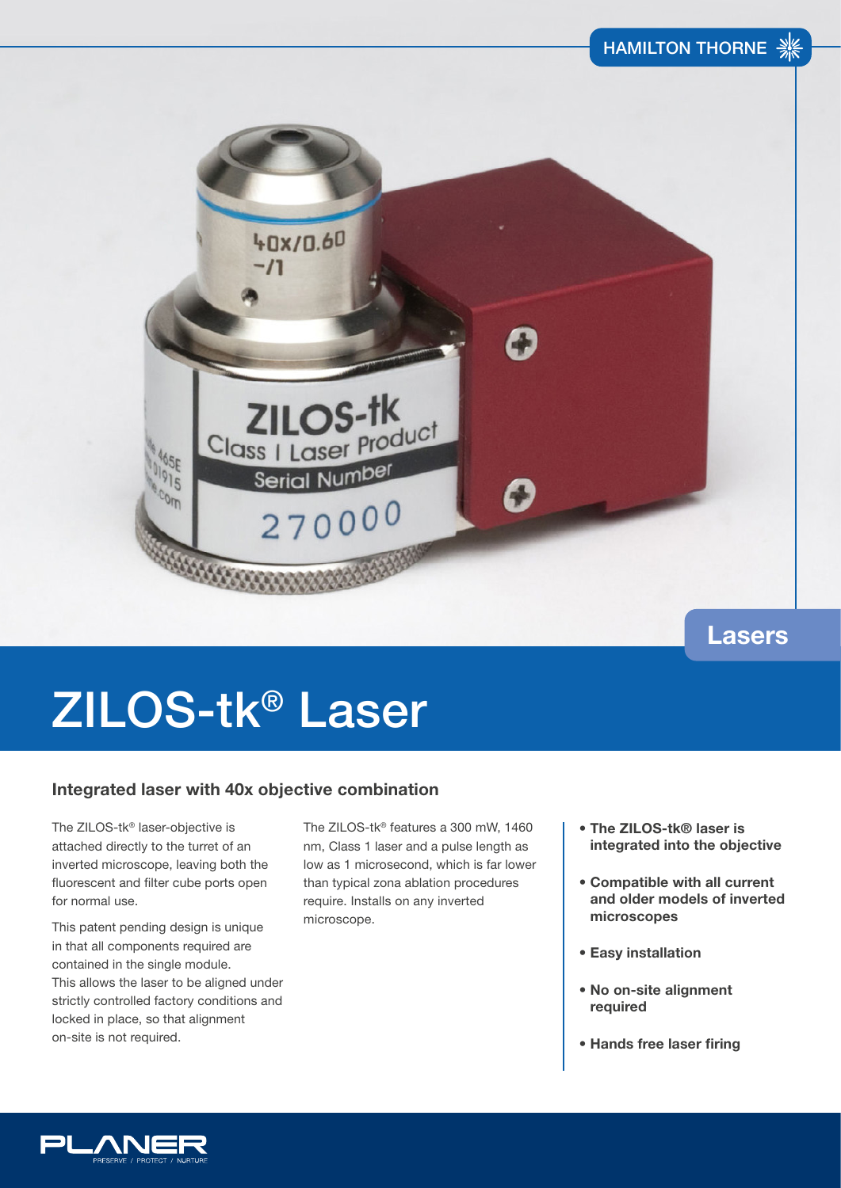HAMILTON THORNE

Lasers

# ZILOS-tk® Laser

## Integrated laser with 40x objective combination

The ZILOS-tk® laser-objective is attached directly to the turret of an inverted microscope, leaving both the fluorescent and filter cube ports open for normal use.

This patent pending design is unique in that all components required are contained in the single module. This allows the laser to be aligned under strictly controlled factory conditions and locked in place, so that alignment on-site is not required.

The ZILOS-tk® features a 300 mW, 1460 nm, Class 1 laser and a pulse length as low as 1 microsecond, which is far lower than typical zona ablation procedures require. Installs on any inverted microscope.

- **The ZILOS-tk® laser is integrated into the objective**
- **Compatible with all current and older models of inverted microscopes**
- **Easy installation**
- **No on-site alignment required**
- **Hands free laser firing**

PLANER
PRESERVE / PROTECT / NURTURE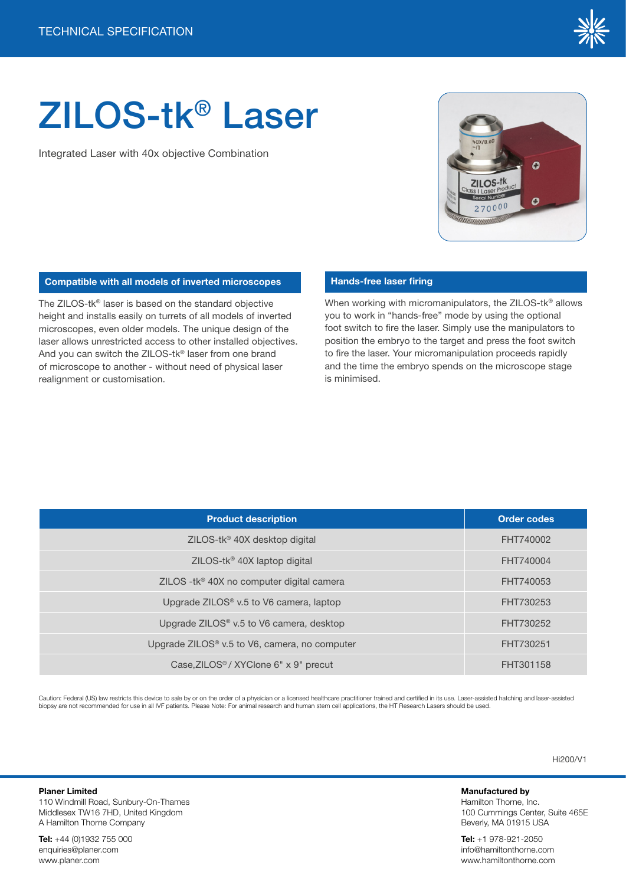TECHNICAL SPECIFICATION

# ZILOS-tk® Laser

Integrated Laser with 40x objective Combination

## Compatible with all models of inverted microscopes

The ZILOS-tk® laser is based on the standard objective height and installs easily on turrets of all models of inverted microscopes, even older models. The unique design of the laser allows unrestricted access to other installed objectives. And you can switch the ZILOS-tk® laser from one brand of microscope to another - without need of physical laser realignment or customisation.

## Hands-free laser firing

When working with micromanipulators, the ZILOS-tk® allows you to work in "hands-free" mode by using the optional foot switch to fire the laser. Simply use the manipulators to position the embryo to the target and press the foot switch to fire the laser. Your micromanipulation proceeds rapidly and the time the embryo spends on the microscope stage is minimised.

| Product description | Order codes |
|---|---|
| ZILOS-tk® 40X desktop digital | FHT740002 |
| ZILOS-tk® 40X laptop digital | FHT740004 |
| ZILOS -tk® 40X no computer digital camera | FHT740053 |
| Upgrade ZILOS® v.5 to V6 camera, laptop | FHT730253 |
| Upgrade ZILOS® v.5 to V6 camera, desktop | FHT730252 |
| Upgrade ZILOS® v.5 to V6, camera, no computer | FHT730251 |
| Case,ZILOS® / XYClone 6" x 9" precut | FHT301158 |

Caution: Federal (US) law restricts this device to sale by or on the order of a physician or a licensed healthcare practitioner trained and certified in its use. Laser-assisted hatching and laser-assisted biopsy are not recommended for use in all IVF patients. Please Note: For animal research and human stem cell applications, the HT Research Lasers should be used.

Hi200/V1

**Planer Limited**
110 Windmill Road, Sunbury-On-Thames
Middlesex TW16 7HD, United Kingdom
A Hamilton Thorne Company

**Tel:** +44 (0)1932 755 000
enquiries@planer.com
www.planer.com

**Manufactured by**
Hamilton Thorne, Inc.
100 Cummings Center, Suite 465E
Beverly, MA 01915 USA

**Tel:** +1 978-921-2050
info@hamiltonthorne.com
www.hamiltonthorne.com